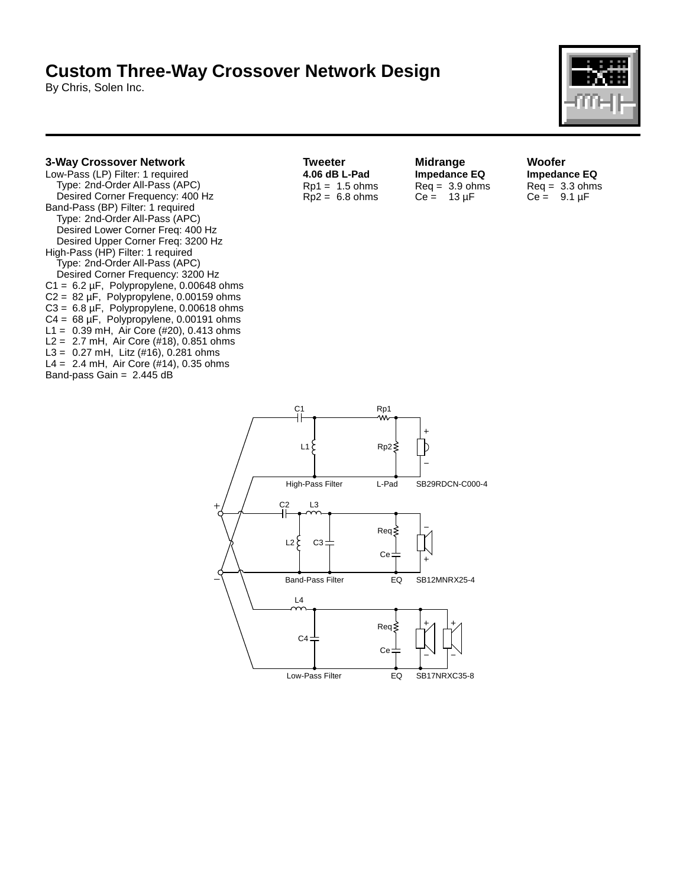# Custom Three-Way Crossover Network Design

By Chris, Solen Inc.

### 3-Way Crossover Network

Low-Pass (LP) Filter: 1 required
  Type: 2nd-Order All-Pass (APC)
  Desired Corner Frequency: 400 Hz
Band-Pass (BP) Filter: 1 required
  Type: 2nd-Order All-Pass (APC)
  Desired Lower Corner Freq: 400 Hz
  Desired Upper Corner Freq: 3200 Hz
High-Pass (HP) Filter: 1 required
  Type: 2nd-Order All-Pass (APC)
  Desired Corner Frequency: 3200 Hz
C1 = 6.2 µF, Polypropylene, 0.00648 ohms
C2 = 82 µF, Polypropylene, 0.00159 ohms
C3 = 6.8 µF, Polypropylene, 0.00618 ohms
C4 = 68 µF, Polypropylene, 0.00191 ohms
L1 = 0.39 mH, Air Core (#20), 0.413 ohms
L2 = 2.7 mH, Air Core (#18), 0.851 ohms
L3 = 0.27 mH, Litz (#16), 0.281 ohms
L4 = 2.4 mH, Air Core (#14), 0.35 ohms
Band-pass Gain = 2.445 dB

### Tweeter

**4.06 dB L-Pad**
Rp1 = 1.5 ohms
Rp2 = 6.8 ohms

### Midrange

**Impedance EQ**
Req = 3.9 ohms
Ce = 13 µF

### Woofer

**Impedance EQ**
Req = 3.3 ohms
Ce = 9.1 µF

C1 Rp1 L1 Rp2 High-Pass Filter L-Pad SB29RDCN-C000-4

C2 L3 L2 C3 Req Ce Band-Pass Filter EQ SB12MNRX25-4

L4 C4 Req Ce Low-Pass Filter EQ SB17NRXC35-8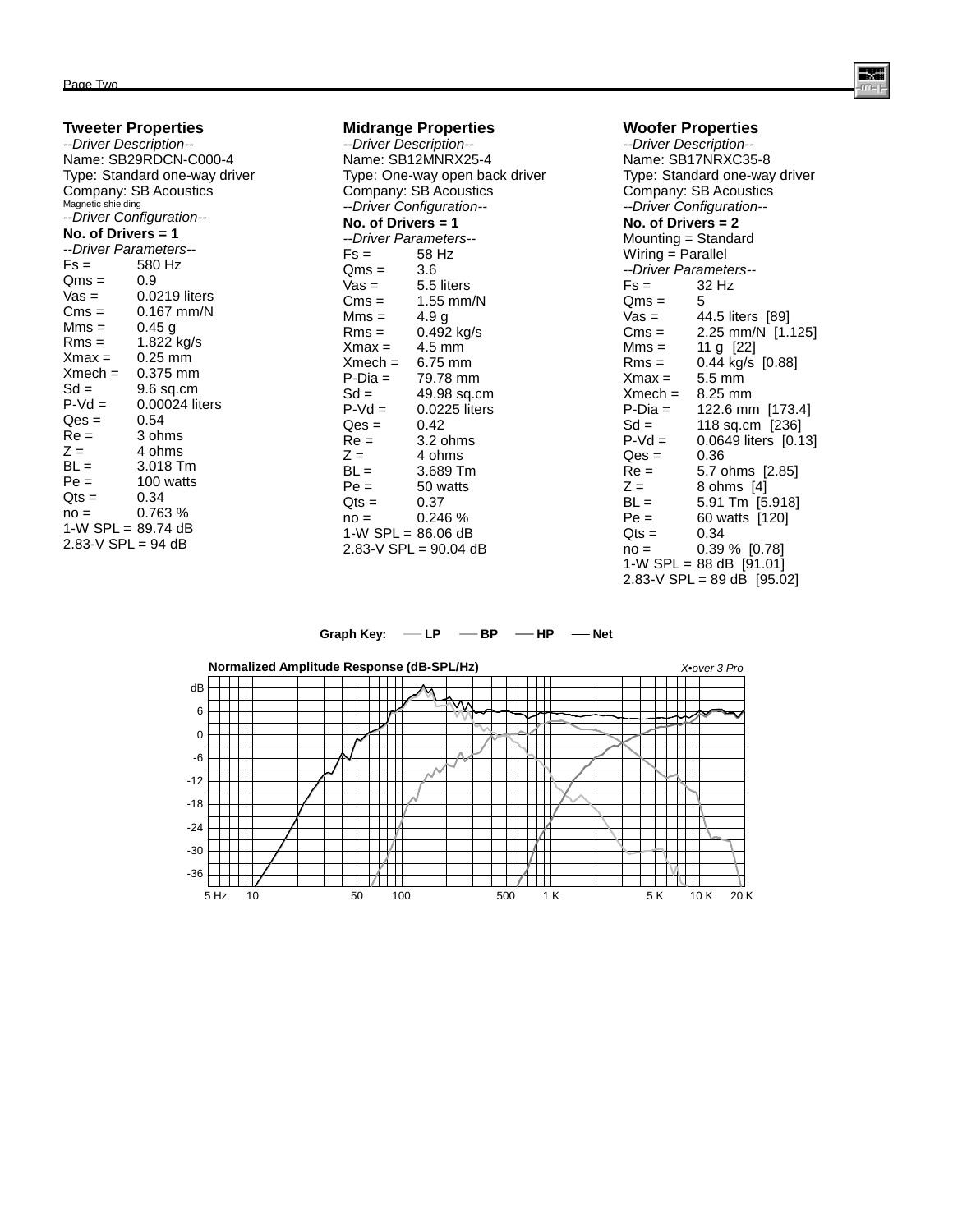## Tweeter Properties

*--Driver Description--*
Name: SB29RDCN-C000-4
Type: Standard one-way driver
Company: SB Acoustics
Magnetic shielding
*--Driver Configuration--*
**No. of Drivers = 1**
*--Driver Parameters--*

| | |
|---|---|
| Fs = | 580 Hz |
| Qms = | 0.9 |
| Vas = | 0.0219 liters |
| Cms = | 0.167 mm/N |
| Mms = | 0.45 g |
| Rms = | 1.822 kg/s |
| Xmax = | 0.25 mm |
| Xmech = | 0.375 mm |
| Sd = | 9.6 sq.cm |
| P-Vd = | 0.00024 liters |
| Qes = | 0.54 |
| Re = | 3 ohms |
| Z = | 4 ohms |
| BL = | 3.018 Tm |
| Pe = | 100 watts |
| Qts = | 0.34 |
| no = | 0.763 % |
| 1-W SPL = | 89.74 dB |
| 2.83-V SPL = | 94 dB |

## Midrange Properties

*--Driver Description--*
Name: SB12MNRX25-4
Type: One-way open back driver
Company: SB Acoustics
*--Driver Configuration--*
**No. of Drivers = 1**
*--Driver Parameters--*

| | |
|---|---|
| Fs = | 58 Hz |
| Qms = | 3.6 |
| Vas = | 5.5 liters |
| Cms = | 1.55 mm/N |
| Mms = | 4.9 g |
| Rms = | 0.492 kg/s |
| Xmax = | 4.5 mm |
| Xmech = | 6.75 mm |
| P-Dia = | 79.78 mm |
| Sd = | 49.98 sq.cm |
| P-Vd = | 0.0225 liters |
| Qes = | 0.42 |
| Re = | 3.2 ohms |
| Z = | 4 ohms |
| BL = | 3.689 Tm |
| Pe = | 50 watts |
| Qts = | 0.37 |
| no = | 0.246 % |
| 1-W SPL = | 86.06 dB |
| 2.83-V SPL = | 90.04 dB |

## Woofer Properties

*--Driver Description--*
Name: SB17NRXC35-8
Type: Standard one-way driver
Company: SB Acoustics
*--Driver Configuration--*
**No. of Drivers = 2**
Mounting = Standard
Wiring = Parallel
*--Driver Parameters--*

| | |
|---|---|
| Fs = | 32 Hz |
| Qms = | 5 |
| Vas = | 44.5 liters [89] |
| Cms = | 2.25 mm/N [1.125] |
| Mms = | 11 g [22] |
| Rms = | 0.44 kg/s [0.88] |
| Xmax = | 5.5 mm |
| Xmech = | 8.25 mm |
| P-Dia = | 122.6 mm [173.4] |
| Sd = | 118 sq.cm [236] |
| P-Vd = | 0.0649 liters [0.13] |
| Qes = | 0.36 |
| Re = | 5.7 ohms [2.85] |
| Z = | 8 ohms [4] |
| BL = | 5.91 Tm [5.918] |
| Pe = | 60 watts [120] |
| Qts = | 0.34 |
| no = | 0.39 % [0.78] |
| 1-W SPL = | 88 dB [91.01] |
| 2.83-V SPL = | 89 dB [95.02] |

Graph Key: LP BP HP Net

**Normalized Amplitude Response (dB-SPL/Hz)** *X•over 3 Pro*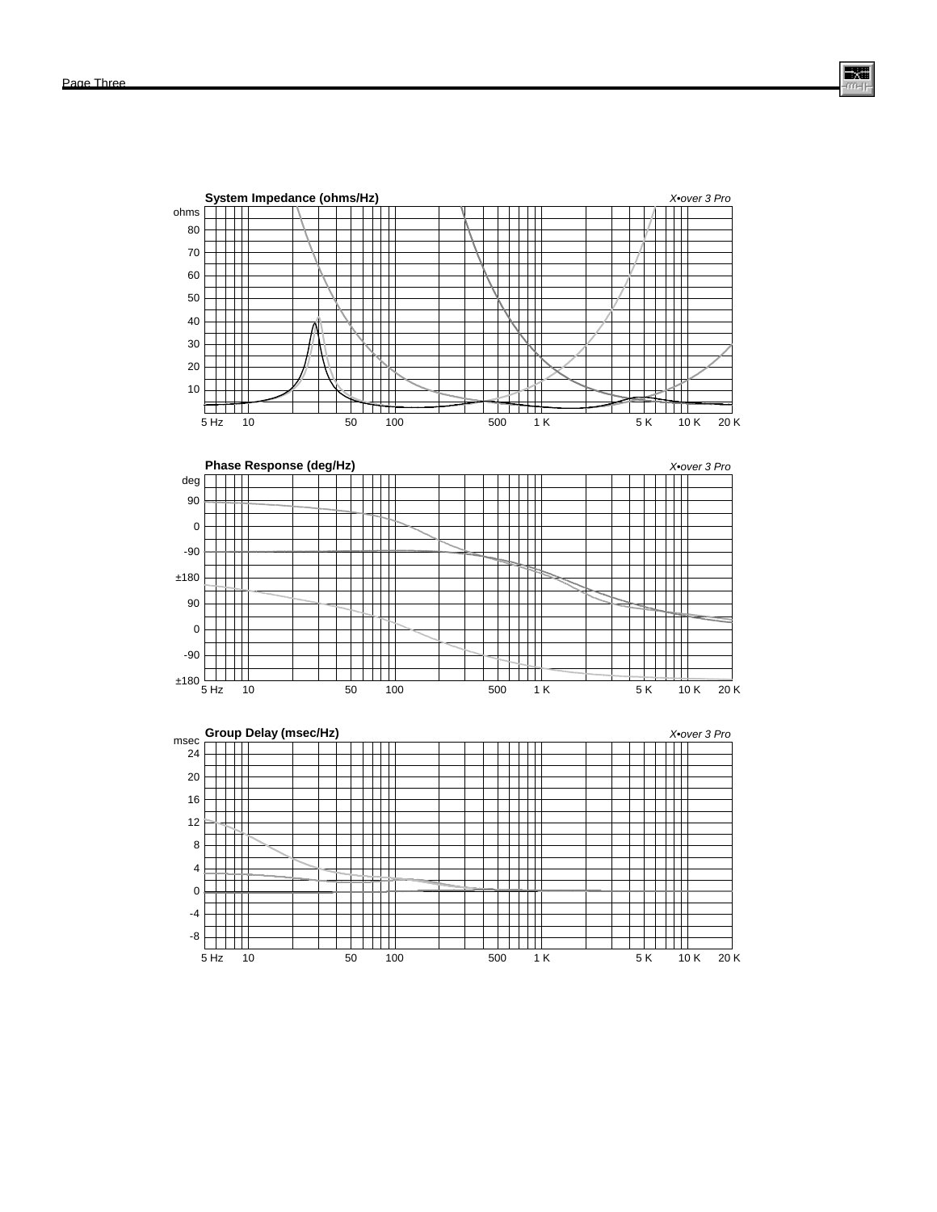System Impedance (ohms/Hz)

*X•over 3 Pro*

ohms

80

70

60

50

40

30

20

10

5 Hz 10 50 100 500 1 K 5 K 10 K 20 K

Phase Response (deg/Hz)

*X•over 3 Pro*

deg

90

0

-90

±180

90

0

-90

±180

5 Hz 10 50 100 500 1 K 5 K 10 K 20 K

Group Delay (msec/Hz)

*X•over 3 Pro*

msec

24

20

16

12

8

4

0

-4

-8

5 Hz 10 50 100 500 1 K 5 K 10 K 20 K